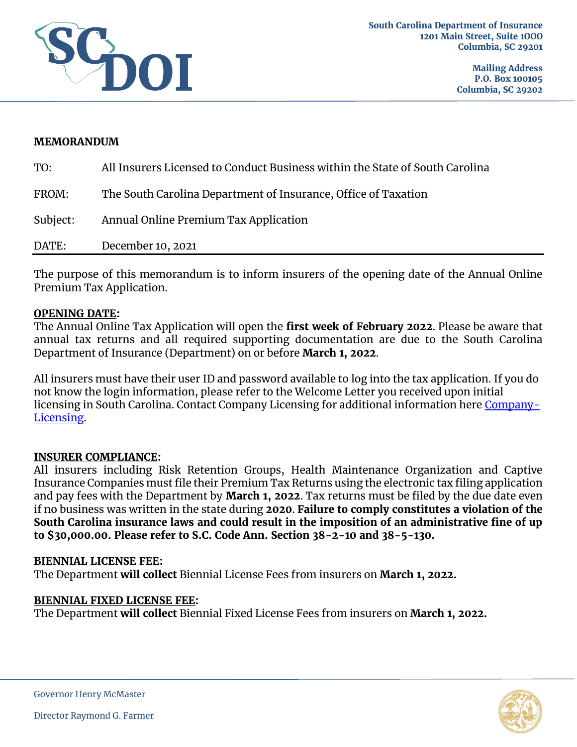South Carolina Department of Insurance
1201 Main Street, Suite 1000
Columbia, SC 29201

Mailing Address
P.O. Box 100105
Columbia, SC 29202

**MEMORANDUM**

| | |
|---|---|
| TO: | All Insurers Licensed to Conduct Business within the State of South Carolina |
| FROM: | The South Carolina Department of Insurance, Office of Taxation |
| Subject: | Annual Online Premium Tax Application |
| DATE: | December 10, 2021 |

The purpose of this memorandum is to inform insurers of the opening date of the Annual Online Premium Tax Application.

**OPENING DATE:**
The Annual Online Tax Application will open the **first week of February 2022**. Please be aware that annual tax returns and all required supporting documentation are due to the South Carolina Department of Insurance (Department) on or before **March 1, 2022**.

All insurers must have their user ID and password available to log into the tax application. If you do not know the login information, please refer to the Welcome Letter you received upon initial licensing in South Carolina. Contact Company Licensing for additional information here Company-Licensing.

**INSURER COMPLIANCE:**
All insurers including Risk Retention Groups, Health Maintenance Organization and Captive Insurance Companies must file their Premium Tax Returns using the electronic tax filing application and pay fees with the Department by **March 1, 2022**. Tax returns must be filed by the due date even if no business was written in the state during **2020**. **Failure to comply constitutes a violation of the South Carolina insurance laws and could result in the imposition of an administrative fine of up to $30,000.00. Please refer to S.C. Code Ann. Section 38-2-10 and 38-5-130.**

**BIENNIAL LICENSE FEE:**
The Department **will collect** Biennial License Fees from insurers on **March 1, 2022.**

**BIENNIAL FIXED LICENSE FEE:**
The Department **will collect** Biennial Fixed License Fees from insurers on **March 1, 2022.**

Governor Henry McMaster

Director Raymond G. Farmer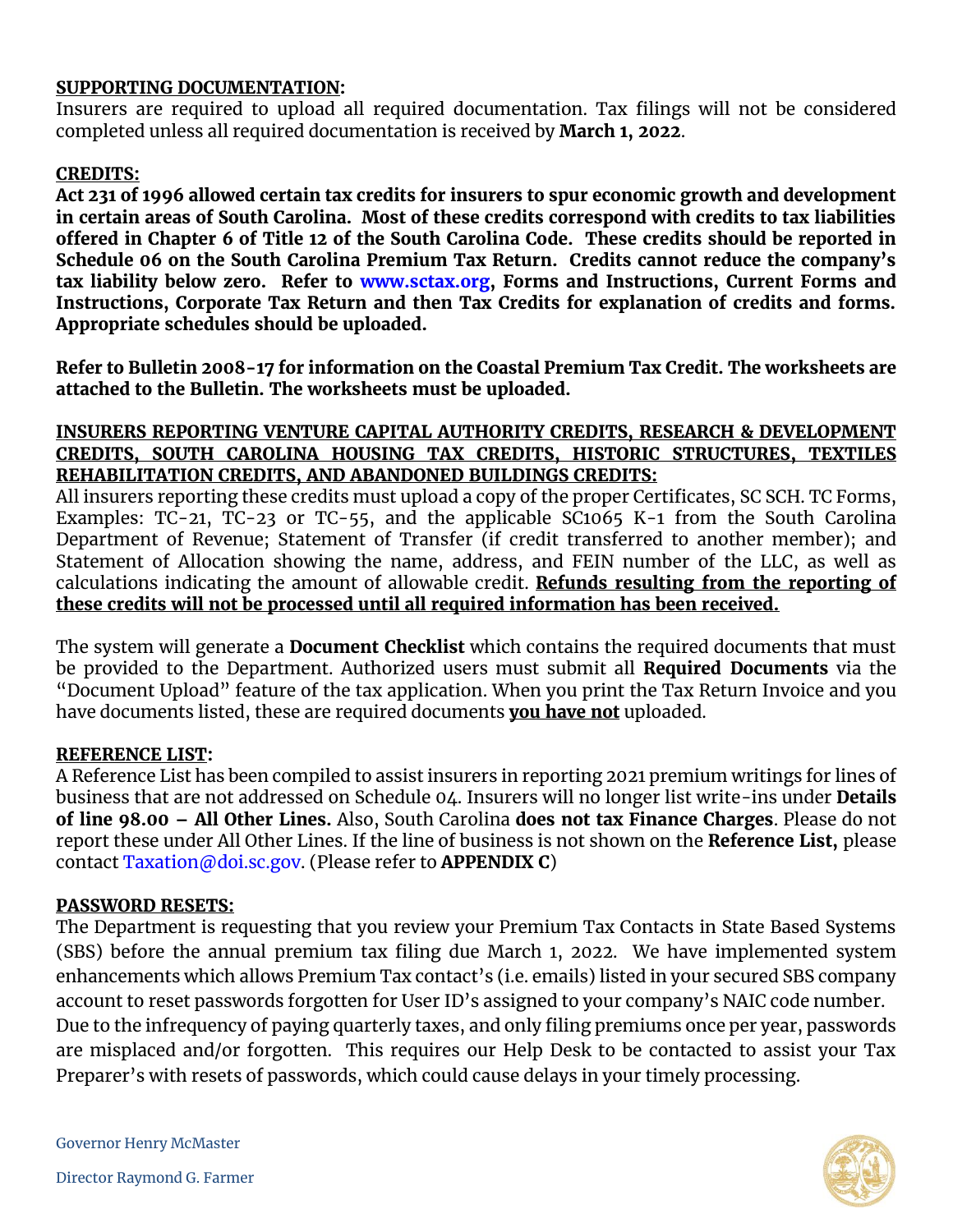**SUPPORTING DOCUMENTATION:**

Insurers are required to upload all required documentation. Tax filings will not be considered completed unless all required documentation is received by **March 1, 2022**.

**CREDITS:**

**Act 231 of 1996 allowed certain tax credits for insurers to spur economic growth and development in certain areas of South Carolina. Most of these credits correspond with credits to tax liabilities offered in Chapter 6 of Title 12 of the South Carolina Code. These credits should be reported in Schedule 06 on the South Carolina Premium Tax Return. Credits cannot reduce the company's tax liability below zero. Refer to www.sctax.org, Forms and Instructions, Current Forms and Instructions, Corporate Tax Return and then Tax Credits for explanation of credits and forms. Appropriate schedules should be uploaded.**

**Refer to Bulletin 2008-17 for information on the Coastal Premium Tax Credit. The worksheets are attached to the Bulletin. The worksheets must be uploaded.**

**INSURERS REPORTING VENTURE CAPITAL AUTHORITY CREDITS, RESEARCH & DEVELOPMENT CREDITS, SOUTH CAROLINA HOUSING TAX CREDITS, HISTORIC STRUCTURES, TEXTILES REHABILITATION CREDITS, AND ABANDONED BUILDINGS CREDITS:**

All insurers reporting these credits must upload a copy of the proper Certificates, SC SCH. TC Forms, Examples: TC-21, TC-23 or TC-55, and the applicable SC1065 K-1 from the South Carolina Department of Revenue; Statement of Transfer (if credit transferred to another member); and Statement of Allocation showing the name, address, and FEIN number of the LLC, as well as calculations indicating the amount of allowable credit. **Refunds resulting from the reporting of these credits will not be processed until all required information has been received.**

The system will generate a **Document Checklist** which contains the required documents that must be provided to the Department. Authorized users must submit all **Required Documents** via the "Document Upload" feature of the tax application. When you print the Tax Return Invoice and you have documents listed, these are required documents **you have not** uploaded.

**REFERENCE LIST:**

A Reference List has been compiled to assist insurers in reporting 2021 premium writings for lines of business that are not addressed on Schedule 04. Insurers will no longer list write-ins under **Details of line 98.00 – All Other Lines.** Also, South Carolina **does not tax Finance Charges**. Please do not report these under All Other Lines. If the line of business is not shown on the **Reference List,** please contact Taxation@doi.sc.gov. (Please refer to **APPENDIX C**)

**PASSWORD RESETS:**

The Department is requesting that you review your Premium Tax Contacts in State Based Systems (SBS) before the annual premium tax filing due March 1, 2022. We have implemented system enhancements which allows Premium Tax contact's (i.e. emails) listed in your secured SBS company account to reset passwords forgotten for User ID's assigned to your company's NAIC code number. Due to the infrequency of paying quarterly taxes, and only filing premiums once per year, passwords are misplaced and/or forgotten. This requires our Help Desk to be contacted to assist your Tax Preparer's with resets of passwords, which could cause delays in your timely processing.

Governor Henry McMaster

Director Raymond G. Farmer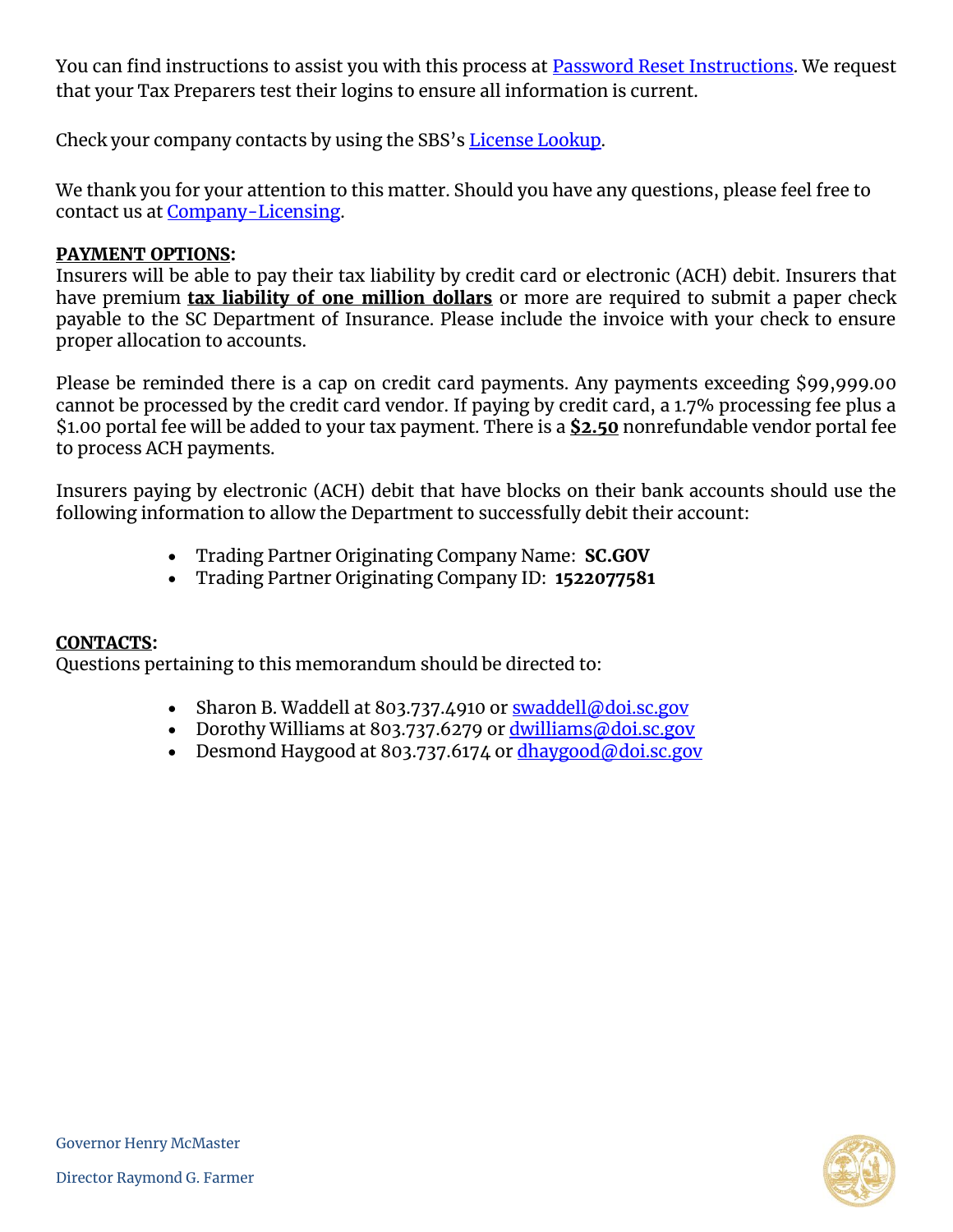You can find instructions to assist you with this process at [Password Reset Instructions](). We request that your Tax Preparers test their logins to ensure all information is current.

Check your company contacts by using the SBS's [License Lookup]().

We thank you for your attention to this matter. Should you have any questions, please feel free to contact us at [Company-Licensing]().

**PAYMENT OPTIONS:**

Insurers will be able to pay their tax liability by credit card or electronic (ACH) debit. Insurers that have premium **tax liability of one million dollars** or more are required to submit a paper check payable to the SC Department of Insurance. Please include the invoice with your check to ensure proper allocation to accounts.

Please be reminded there is a cap on credit card payments. Any payments exceeding $99,999.00 cannot be processed by the credit card vendor. If paying by credit card, a 1.7% processing fee plus a $1.00 portal fee will be added to your tax payment. There is a **$2.50** nonrefundable vendor portal fee to process ACH payments.

Insurers paying by electronic (ACH) debit that have blocks on their bank accounts should use the following information to allow the Department to successfully debit their account:

- Trading Partner Originating Company Name: **SC.GOV**
- Trading Partner Originating Company ID: **1522077581**

**CONTACTS:**

Questions pertaining to this memorandum should be directed to:

- Sharon B. Waddell at 803.737.4910 or swaddell@doi.sc.gov
- Dorothy Williams at 803.737.6279 or dwilliams@doi.sc.gov
- Desmond Haygood at 803.737.6174 or dhaygood@doi.sc.gov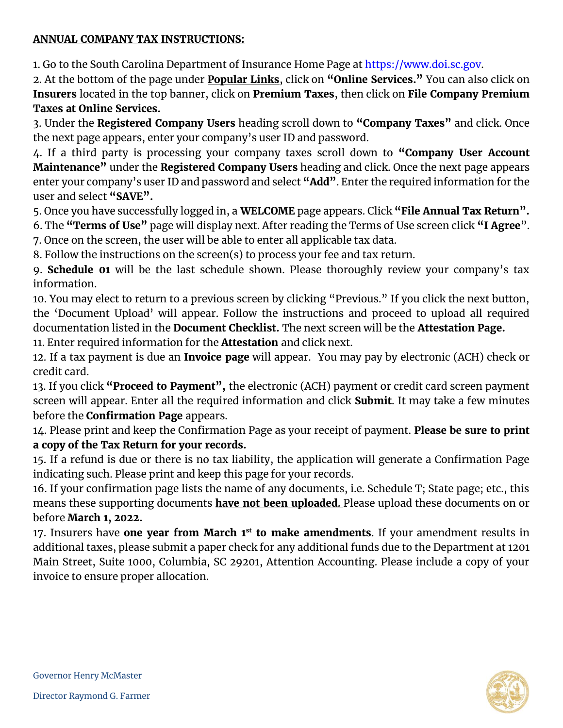**ANNUAL COMPANY TAX INSTRUCTIONS:**

1. Go to the South Carolina Department of Insurance Home Page at https://www.doi.sc.gov.
2. At the bottom of the page under **Popular Links**, click on **"Online Services."** You can also click on **Insurers** located in the top banner, click on **Premium Taxes**, then click on **File Company Premium Taxes at Online Services.**
3. Under the **Registered Company Users** heading scroll down to **"Company Taxes"** and click. Once the next page appears, enter your company's user ID and password.
4. If a third party is processing your company taxes scroll down to **"Company User Account Maintenance"** under the **Registered Company Users** heading and click. Once the next page appears enter your company's user ID and password and select **"Add"**. Enter the required information for the user and select **"SAVE".**
5. Once you have successfully logged in, a **WELCOME** page appears. Click **"File Annual Tax Return".**
6. The **"Terms of Use"** page will display next. After reading the Terms of Use screen click **"I Agree"**.
7. Once on the screen, the user will be able to enter all applicable tax data.
8. Follow the instructions on the screen(s) to process your fee and tax return.
9. **Schedule 01** will be the last schedule shown. Please thoroughly review your company's tax information.
10. You may elect to return to a previous screen by clicking "Previous." If you click the next button, the 'Document Upload' will appear. Follow the instructions and proceed to upload all required documentation listed in the **Document Checklist.** The next screen will be the **Attestation Page.**
11. Enter required information for the **Attestation** and click next.
12. If a tax payment is due an **Invoice page** will appear. You may pay by electronic (ACH) check or credit card.
13. If you click **"Proceed to Payment",** the electronic (ACH) payment or credit card screen payment screen will appear. Enter all the required information and click **Submit**. It may take a few minutes before the **Confirmation Page** appears.
14. Please print and keep the Confirmation Page as your receipt of payment. **Please be sure to print a copy of the Tax Return for your records.**
15. If a refund is due or there is no tax liability, the application will generate a Confirmation Page indicating such. Please print and keep this page for your records.
16. If your confirmation page lists the name of any documents, i.e. Schedule T; State page; etc., this means these supporting documents **have not been uploaded.** Please upload these documents on or before **March 1, 2022.**
17. Insurers have **one year from March 1st to make amendments**. If your amendment results in additional taxes, please submit a paper check for any additional funds due to the Department at 1201 Main Street, Suite 1000, Columbia, SC 29201, Attention Accounting. Please include a copy of your invoice to ensure proper allocation.

Governor Henry McMaster

Director Raymond G. Farmer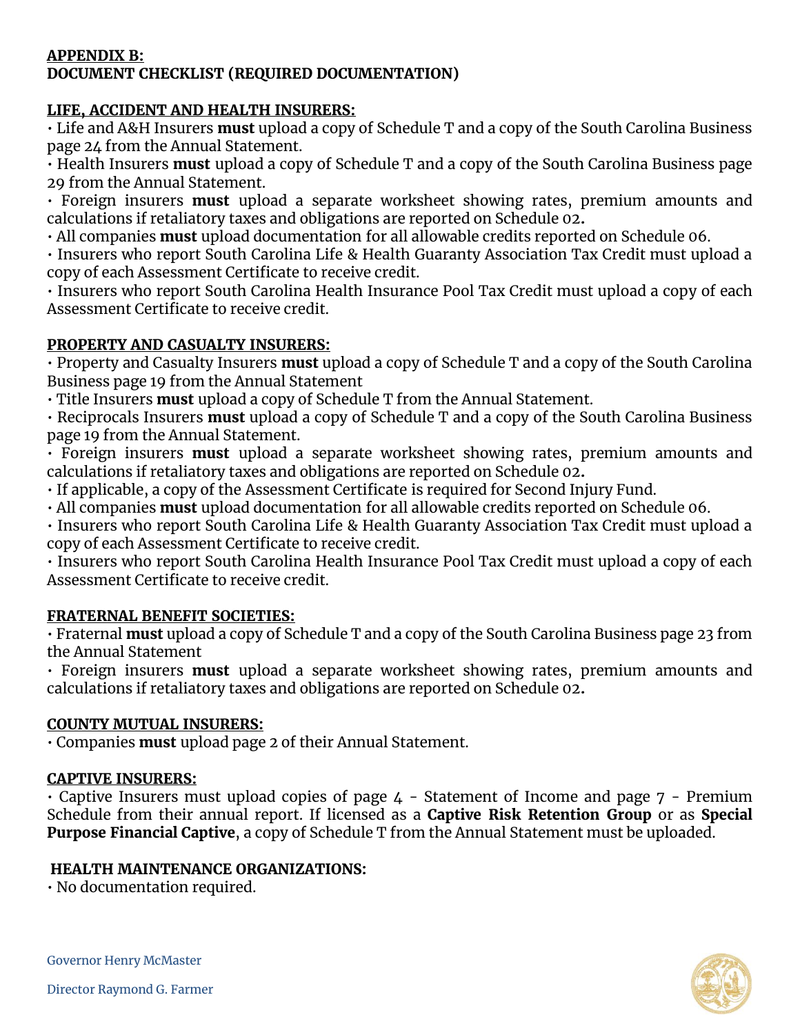## APPENDIX B:
## DOCUMENT CHECKLIST (REQUIRED DOCUMENTATION)

### LIFE, ACCIDENT AND HEALTH INSURERS:

- Life and A&H Insurers **must** upload a copy of Schedule T and a copy of the South Carolina Business page 24 from the Annual Statement.
- Health Insurers **must** upload a copy of Schedule T and a copy of the South Carolina Business page 29 from the Annual Statement.
- Foreign insurers **must** upload a separate worksheet showing rates, premium amounts and calculations if retaliatory taxes and obligations are reported on Schedule 02**.**
- All companies **must** upload documentation for all allowable credits reported on Schedule 06.
- Insurers who report South Carolina Life & Health Guaranty Association Tax Credit must upload a copy of each Assessment Certificate to receive credit.
- Insurers who report South Carolina Health Insurance Pool Tax Credit must upload a copy of each Assessment Certificate to receive credit.

### PROPERTY AND CASUALTY INSURERS:

- Property and Casualty Insurers **must** upload a copy of Schedule T and a copy of the South Carolina Business page 19 from the Annual Statement
- Title Insurers **must** upload a copy of Schedule T from the Annual Statement.
- Reciprocals Insurers **must** upload a copy of Schedule T and a copy of the South Carolina Business page 19 from the Annual Statement.
- Foreign insurers **must** upload a separate worksheet showing rates, premium amounts and calculations if retaliatory taxes and obligations are reported on Schedule 02**.**
- If applicable, a copy of the Assessment Certificate is required for Second Injury Fund.
- All companies **must** upload documentation for all allowable credits reported on Schedule 06.
- Insurers who report South Carolina Life & Health Guaranty Association Tax Credit must upload a copy of each Assessment Certificate to receive credit.
- Insurers who report South Carolina Health Insurance Pool Tax Credit must upload a copy of each Assessment Certificate to receive credit.

### FRATERNAL BENEFIT SOCIETIES:

- Fraternal **must** upload a copy of Schedule T and a copy of the South Carolina Business page 23 from the Annual Statement
- Foreign insurers **must** upload a separate worksheet showing rates, premium amounts and calculations if retaliatory taxes and obligations are reported on Schedule 02**.**

### COUNTY MUTUAL INSURERS:

- Companies **must** upload page 2 of their Annual Statement.

### CAPTIVE INSURERS:

- Captive Insurers must upload copies of page 4 - Statement of Income and page 7 - Premium Schedule from their annual report. If licensed as a **Captive Risk Retention Group** or as **Special Purpose Financial Captive**, a copy of Schedule T from the Annual Statement must be uploaded.

### HEALTH MAINTENANCE ORGANIZATIONS:

- No documentation required.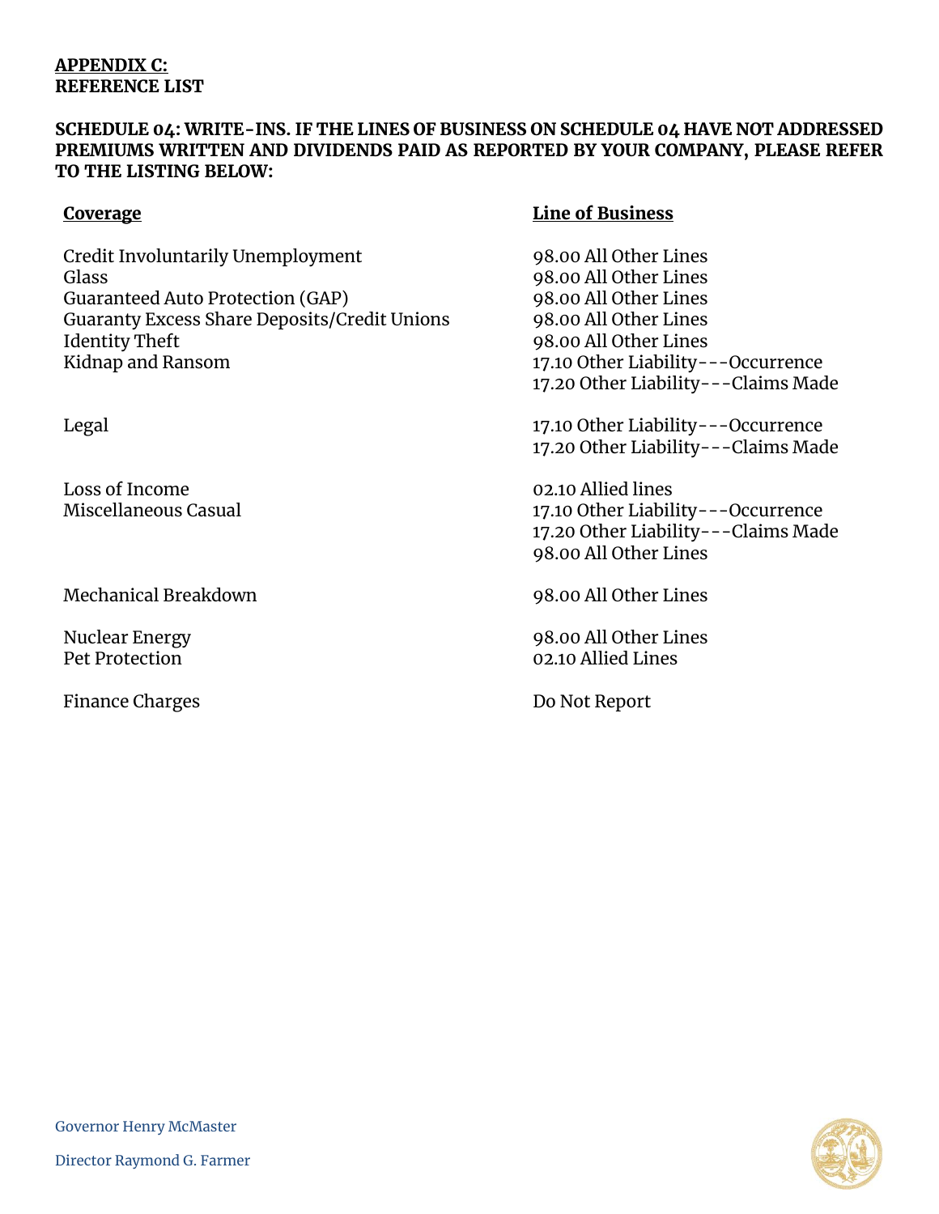**APPENDIX C:**
**REFERENCE LIST**

**SCHEDULE 04: WRITE-INS. IF THE LINES OF BUSINESS ON SCHEDULE 04 HAVE NOT ADDRESSED PREMIUMS WRITTEN AND DIVIDENDS PAID AS REPORTED BY YOUR COMPANY, PLEASE REFER TO THE LISTING BELOW:**

| Coverage | Line of Business |
| --- | --- |
| Credit Involuntarily Unemployment | 98.00 All Other Lines |
| Glass | 98.00 All Other Lines |
| Guaranteed Auto Protection (GAP) | 98.00 All Other Lines |
| Guaranty Excess Share Deposits/Credit Unions | 98.00 All Other Lines |
| Identity Theft | 98.00 All Other Lines |
| Kidnap and Ransom | 17.10 Other Liability---Occurrence<br>17.20 Other Liability---Claims Made |
| Legal | 17.10 Other Liability---Occurrence<br>17.20 Other Liability---Claims Made |
| Loss of Income | 02.10 Allied lines |
| Miscellaneous Casual | 17.10 Other Liability---Occurrence<br>17.20 Other Liability---Claims Made<br>98.00 All Other Lines |
| Mechanical Breakdown | 98.00 All Other Lines |
| Nuclear Energy | 98.00 All Other Lines |
| Pet Protection | 02.10 Allied Lines |
| Finance Charges | Do Not Report |

Governor Henry McMaster

Director Raymond G. Farmer